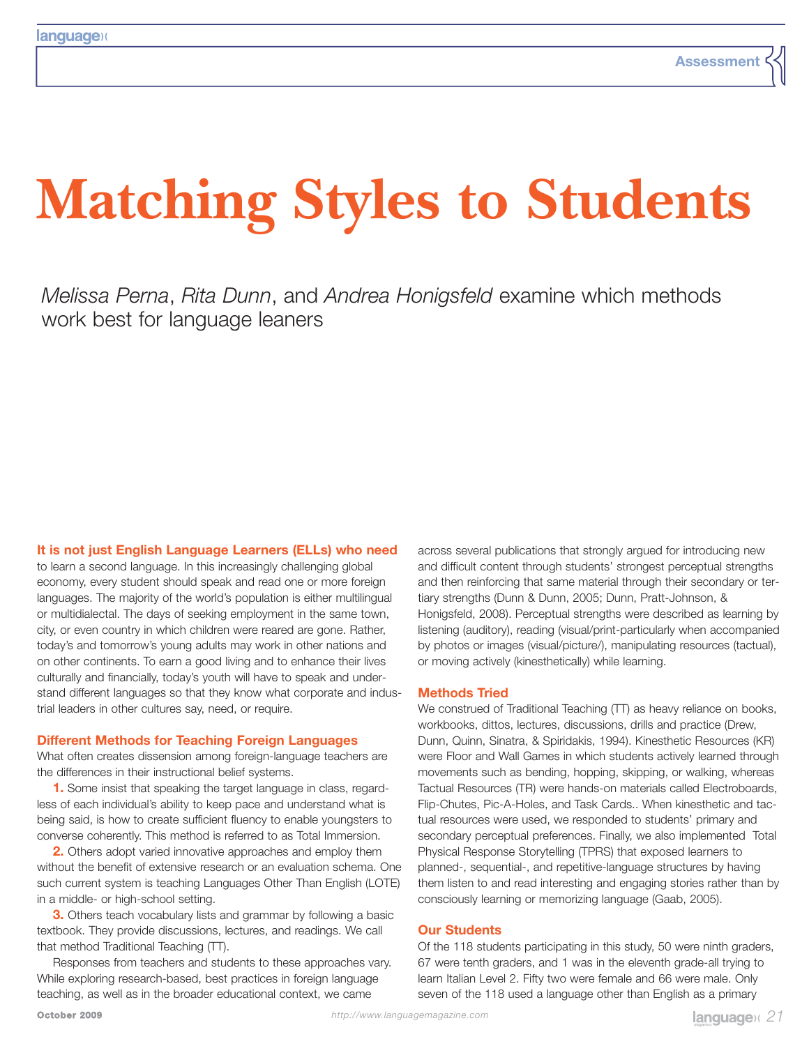# Matching Styles to Students

*Melissa Perna*, *Rita Dunn*, and *Andrea Honigsfeld* examine which methods work best for language leaners

**It is not just English Language Learners (ELLs) who need** to learn a second language. In this increasingly challenging global economy, every student should speak and read one or more foreign languages. The majority of the world's population is either multilingual or multidialectal. The days of seeking employment in the same town, city, or even country in which children were reared are gone. Rather, today's and tomorrow's young adults may work in other nations and on other continents. To earn a good living and to enhance their lives culturally and financially, today's youth will have to speak and understand different languages so that they know what corporate and industrial leaders in other cultures say, need, or require.

## Different Methods for Teaching Foreign Languages

What often creates dissension among foreign-language teachers are the differences in their instructional belief systems.

**1.** Some insist that speaking the target language in class, regardless of each individual's ability to keep pace and understand what is being said, is how to create sufficient fluency to enable youngsters to converse coherently. This method is referred to as Total Immersion.

**2.** Others adopt varied innovative approaches and employ them without the benefit of extensive research or an evaluation schema. One such current system is teaching Languages Other Than English (LOTE) in a middle- or high-school setting.

**3.** Others teach vocabulary lists and grammar by following a basic textbook. They provide discussions, lectures, and readings. We call that method Traditional Teaching (TT).

Responses from teachers and students to these approaches vary. While exploring research-based, best practices in foreign language teaching, as well as in the broader educational context, we came across several publications that strongly argued for introducing new and difficult content through students' strongest perceptual strengths and then reinforcing that same material through their secondary or tertiary strengths (Dunn & Dunn, 2005; Dunn, Pratt-Johnson, & Honigsfeld, 2008). Perceptual strengths were described as learning by listening (auditory), reading (visual/print-particularly when accompanied by photos or images (visual/picture/), manipulating resources (tactual), or moving actively (kinesthetically) while learning.

## Methods Tried

We construed of Traditional Teaching (TT) as heavy reliance on books, workbooks, dittos, lectures, discussions, drills and practice (Drew, Dunn, Quinn, Sinatra, & Spiridakis, 1994). Kinesthetic Resources (KR) were Floor and Wall Games in which students actively learned through movements such as bending, hopping, skipping, or walking, whereas Tactual Resources (TR) were hands-on materials called Electroboards, Flip-Chutes, Pic-A-Holes, and Task Cards.. When kinesthetic and tactual resources were used, we responded to students' primary and secondary perceptual preferences. Finally, we also implemented Total Physical Response Storytelling (TPRS) that exposed learners to planned-, sequential-, and repetitive-language structures by having them listen to and read interesting and engaging stories rather than by consciously learning or memorizing language (Gaab, 2005).

## Our Students

Of the 118 students participating in this study, 50 were ninth graders, 67 were tenth graders, and 1 was in the eleventh grade-all trying to learn Italian Level 2. Fifty two were female and 66 were male. Only seven of the 118 used a language other than English as a primary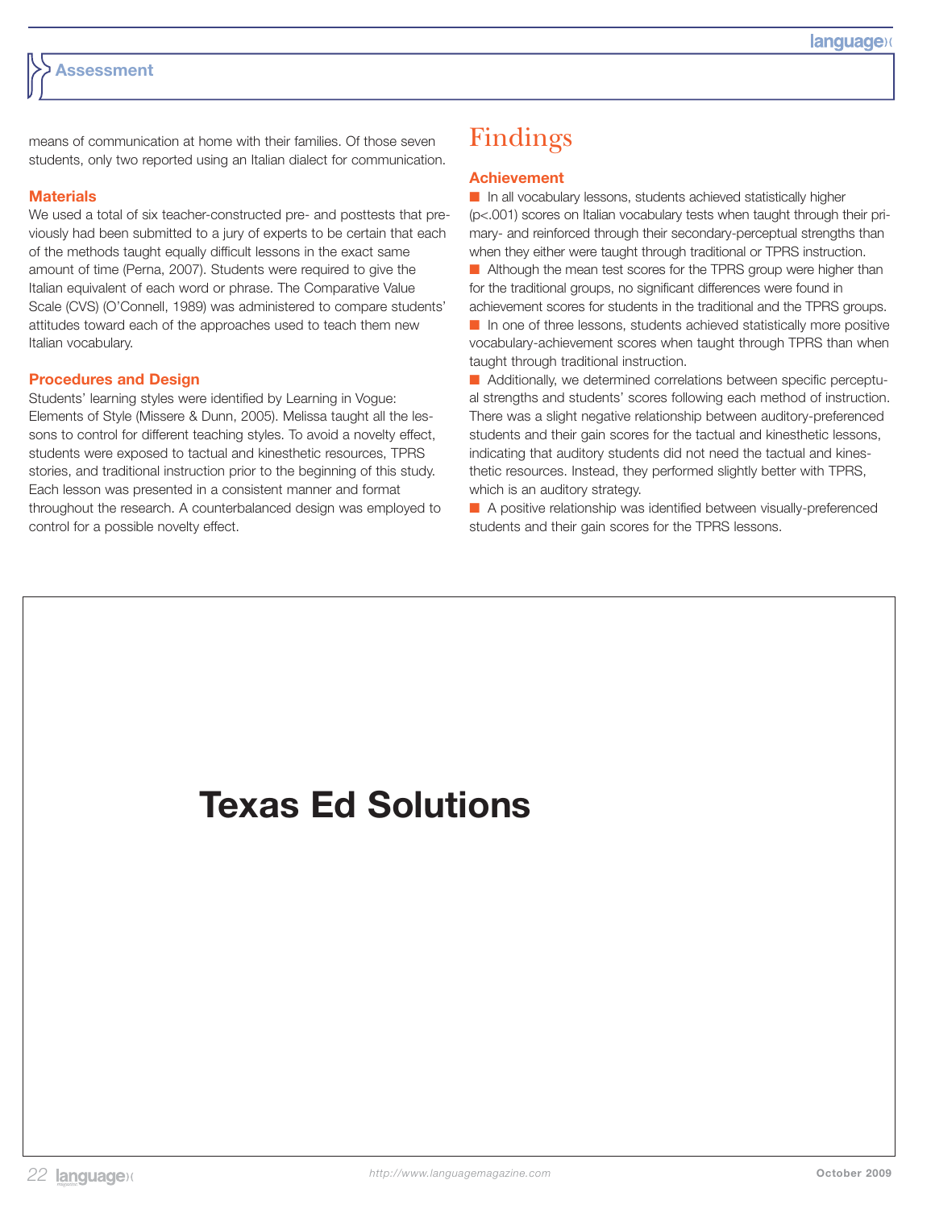means of communication at home with their families. Of those seven students, only two reported using an Italian dialect for communication.

### Materials

We used a total of six teacher-constructed pre- and posttests that previously had been submitted to a jury of experts to be certain that each of the methods taught equally difficult lessons in the exact same amount of time (Perna, 2007). Students were required to give the Italian equivalent of each word or phrase. The Comparative Value Scale (CVS) (O'Connell, 1989) was administered to compare students' attitudes toward each of the approaches used to teach them new Italian vocabulary.

### Procedures and Design

Students' learning styles were identified by Learning in Vogue: Elements of Style (Missere & Dunn, 2005). Melissa taught all the lessons to control for different teaching styles. To avoid a novelty effect, students were exposed to tactual and kinesthetic resources, TPRS stories, and traditional instruction prior to the beginning of this study. Each lesson was presented in a consistent manner and format throughout the research. A counterbalanced design was employed to control for a possible novelty effect.

## Findings

### Achievement

- In all vocabulary lessons, students achieved statistically higher ($p<.001$) scores on Italian vocabulary tests when taught through their primary- and reinforced through their secondary-perceptual strengths than when they either were taught through traditional or TPRS instruction.
- Although the mean test scores for the TPRS group were higher than for the traditional groups, no significant differences were found in achievement scores for students in the traditional and the TPRS groups.
- In one of three lessons, students achieved statistically more positive vocabulary-achievement scores when taught through TPRS than when taught through traditional instruction.
- Additionally, we determined correlations between specific perceptual strengths and students' scores following each method of instruction. There was a slight negative relationship between auditory-preferenced students and their gain scores for the tactual and kinesthetic lessons, indicating that auditory students did not need the tactual and kinesthetic resources. Instead, they performed slightly better with TPRS, which is an auditory strategy.
- A positive relationship was identified between visually-preferenced students and their gain scores for the TPRS lessons.

Texas Ed Solutions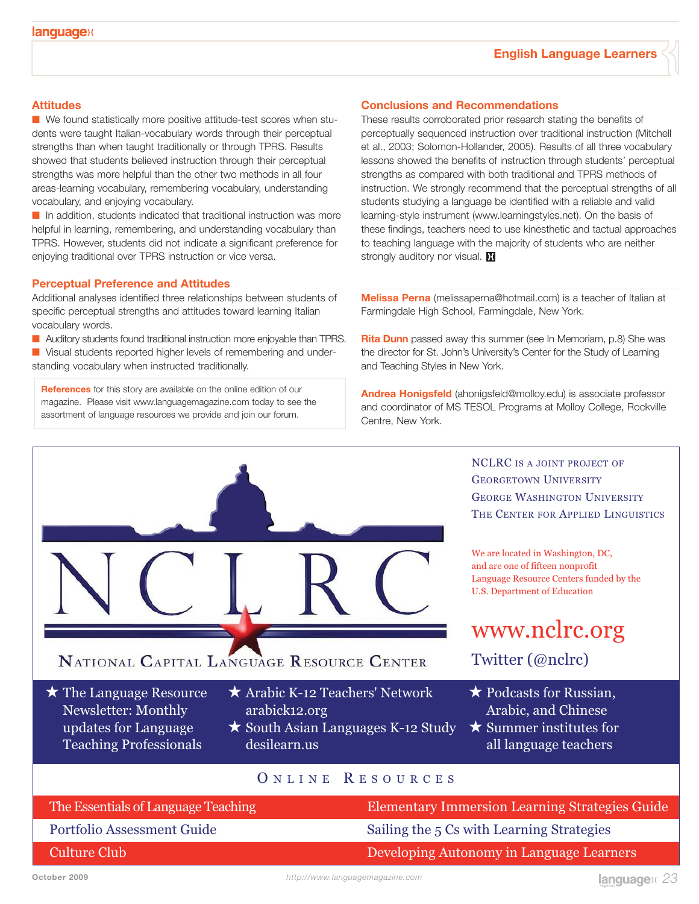## Attitudes

- We found statistically more positive attitude-test scores when students were taught Italian-vocabulary words through their perceptual strengths than when taught traditionally or through TPRS. Results showed that students believed instruction through their perceptual strengths was more helpful than the other two methods in all four areas-learning vocabulary, remembering vocabulary, understanding vocabulary, and enjoying vocabulary.
- In addition, students indicated that traditional instruction was more helpful in learning, remembering, and understanding vocabulary than TPRS. However, students did not indicate a significant preference for enjoying traditional over TPRS instruction or vice versa.

## Perceptual Preference and Attitudes

Additional analyses identified three relationships between students of specific perceptual strengths and attitudes toward learning Italian vocabulary words.

- Auditory students found traditional instruction more enjoyable than TPRS.
- Visual students reported higher levels of remembering and understanding vocabulary when instructed traditionally.

**References** for this story are available on the online edition of our magazine. Please visit www.languagemagazine.com today to see the assortment of language resources we provide and join our forum.

## Conclusions and Recommendations

These results corroborated prior research stating the benefits of perceptually sequenced instruction over traditional instruction (Mitchell et al., 2003; Solomon-Hollander, 2005). Results of all three vocabulary lessons showed the benefits of instruction through students' perceptual strengths as compared with both traditional and TPRS methods of instruction. We strongly recommend that the perceptual strengths of all students studying a language be identified with a reliable and valid learning-style instrument (www.learningstyles.net). On the basis of these findings, teachers need to use kinesthetic and tactual approaches to teaching language with the majority of students who are neither strongly auditory nor visual.

**Melissa Perna** (melissaperna@hotmail.com) is a teacher of Italian at Farmingdale High School, Farmingdale, New York.

**Rita Dunn** passed away this summer (see In Memoriam, p.8) She was the director for St. John's University's Center for the Study of Learning and Teaching Styles in New York.

**Andrea Honigsfeld** (ahonigsfeld@molloy.edu) is associate professor and coordinator of MS TESOL Programs at Molloy College, Rockville Centre, New York.

---

NCLRC

National Capital Language Resource Center

NCLRC is a joint project of
Georgetown University
George Washington University
The Center for Applied Linguistics

We are located in Washington, DC, and are one of fifteen nonprofit Language Resource Centers funded by the U.S. Department of Education

www.nclrc.org

Twitter (@nclrc)

- ★ The Language Resource Newsletter: Monthly updates for Language Teaching Professionals
- ★ Arabic K-12 Teachers' Network arabick12.org
- ★ South Asian Languages K-12 Study desilearn.us
- ★ Podcasts for Russian, Arabic, and Chinese
- ★ Summer institutes for all language teachers

**Online Resources**

- The Essentials of Language Teaching
- Elementary Immersion Learning Strategies Guide
- Portfolio Assessment Guide
- Sailing the 5 Cs with Learning Strategies
- Culture Club
- Developing Autonomy in Language Learners